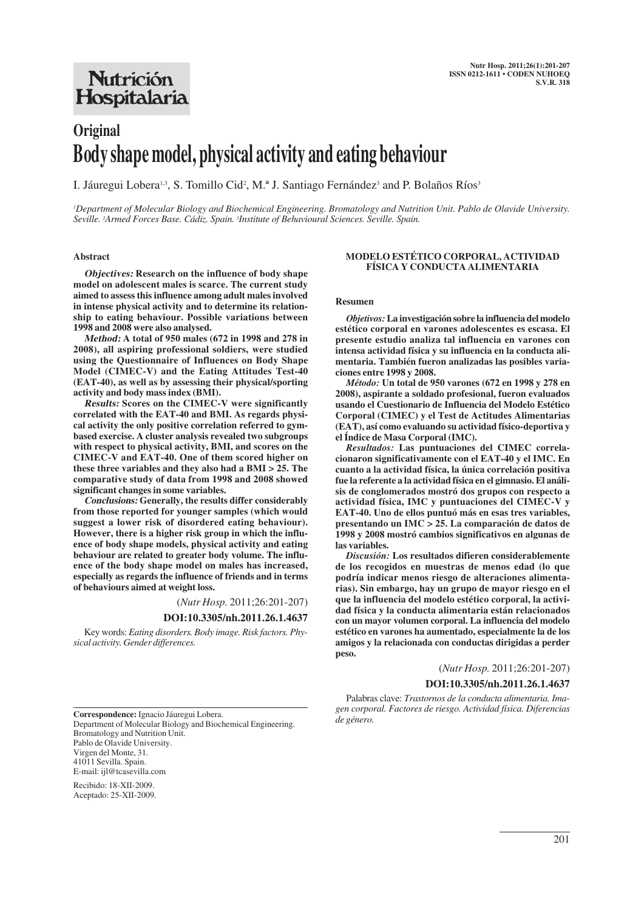Nutrición Hospitalaria

**Original**

# Body shape model, physical activity and eating behaviour

I. Jáuregui Lobera[1,3], S. Tomillo Cid[2], M.ª J. Santiago Fernández[3] and P. Bolaños Ríos[3]

*[1]Department of Molecular Biology and Biochemical Engineering. Bromatology and Nutrition Unit. Pablo de Olavide University. Seville. [2]Armed Forces Base. Cádiz. Spain. [3]Institute of Behavioural Sciences. Seville. Spain.*

## Abstract

***Objectives:*** **Research on the influence of body shape model on adolescent males is scarce. The current study aimed to assess this influence among adult males involved in intense physical activity and to determine its relationship to eating behaviour. Possible variations between 1998 and 2008 were also analysed.**

***Method:*** **A total of 950 males (672 in 1998 and 278 in 2008), all aspiring professional soldiers, were studied using the Questionnaire of Influences on Body Shape Model (CIMEC-V) and the Eating Attitudes Test-40 (EAT-40), as well as by assessing their physical/sporting activity and body mass index (BMI).**

***Results:*** **Scores on the CIMEC-V were significantly correlated with the EAT-40 and BMI. As regards physical activity the only positive correlation referred to gym-based exercise. A cluster analysis revealed two subgroups with respect to physical activity, BMI, and scores on the CIMEC-V and EAT-40. One of them scored higher on these three variables and they also had a BMI > 25. The comparative study of data from 1998 and 2008 showed significant changes in some variables.**

***Conclusions:*** **Generally, the results differ considerably from those reported for younger samples (which would suggest a lower risk of disordered eating behaviour). However, there is a higher risk group in which the influence of body shape models, physical activity and eating behaviour are related to greater body volume. The influence of the body shape model on males has increased, especially as regards the influence of friends and in terms of behaviours aimed at weight loss.**

(*Nutr Hosp.* 2011;26:201-207)

**DOI:10.3305/nh.2011.26.1.4637**

Key words: *Eating disorders. Body image. Risk factors. Physical activity. Gender differences.*

## MODELO ESTÉTICO CORPORAL, ACTIVIDAD FÍSICA Y CONDUCTA ALIMENTARIA

### Resumen

***Objetivos:*** **La investigación sobre la influencia del modelo estético corporal en varones adolescentes es escasa. El presente estudio analiza tal influencia en varones con intensa actividad física y su influencia en la conducta alimentaria. También fueron analizadas las posibles variaciones entre 1998 y 2008.**

***Método:*** **Un total de 950 varones (672 en 1998 y 278 en 2008), aspirante a soldado profesional, fueron evaluados usando el Cuestionario de Influencia del Modelo Estético Corporal (CIMEC) y el Test de Actitudes Alimentarias (EAT), así como evaluando su actividad físico-deportiva y el Índice de Masa Corporal (IMC).**

***Resultados:*** **Las puntuaciones del CIMEC correlacionaron significativamente con el EAT-40 y el IMC. En cuanto a la actividad física, la única correlación positiva fue la referente a la actividad física en el gimnasio. El análisis de conglomerados mostró dos grupos con respecto a actividad física, IMC y puntuaciones del CIMEC-V y EAT-40. Uno de ellos puntuó más en esas tres variables, presentando un IMC > 25. La comparación de datos de 1998 y 2008 mostró cambios significativos en algunas de las variables.**

***Discusión:*** **Los resultados difieren considerablemente de los recogidos en muestras de menos edad (lo que podría indicar menos riesgo de alteraciones alimentarias). Sin embargo, hay un grupo de mayor riesgo en el que la influencia del modelo estético corporal, la actividad física y la conducta alimentaria están relacionados con un mayor volumen corporal. La influencia del modelo estético en varones ha aumentado, especialmente la de los amigos y la relacionada con conductas dirigidas a perder peso.**

(*Nutr Hosp.* 2011;26:201-207)

**DOI:10.3305/nh.2011.26.1.4637**

Palabras clave: *Trastornos de la conducta alimentaria. Imagen corporal. Factores de riesgo. Actividad física. Diferencias de género.*

---

**Correspondence:** Ignacio Jáuregui Lobera.
Department of Molecular Biology and Biochemical Engineering.
Bromatology and Nutrition Unit.
Pablo de Olavide University.
Virgen del Monte, 31.
41011 Sevilla. Spain.
E-mail: ijl@tcasevilla.com

Recibido: 18-XII-2009.
Aceptado: 25-XII-2009.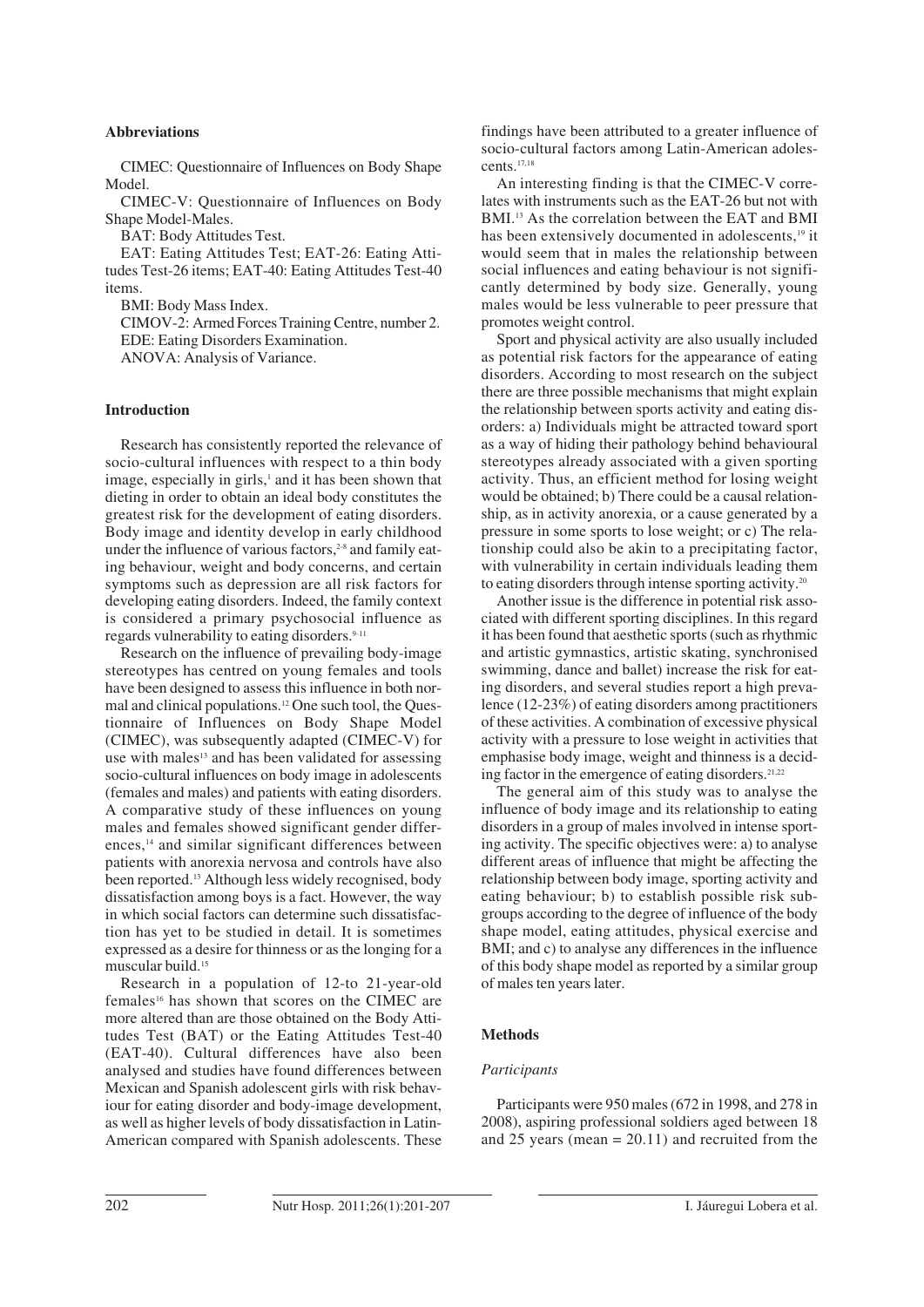**Abbreviations**

CIMEC: Questionnaire of Influences on Body Shape Model.

CIMEC-V: Questionnaire of Influences on Body Shape Model-Males.

BAT: Body Attitudes Test.

EAT: Eating Attitudes Test; EAT-26: Eating Attitudes Test-26 items; EAT-40: Eating Attitudes Test-40 items.

BMI: Body Mass Index.

CIMOV-2: Armed Forces Training Centre, number 2.

EDE: Eating Disorders Examination.

ANOVA: Analysis of Variance.

## Introduction

Research has consistently reported the relevance of socio-cultural influences with respect to a thin body image, especially in girls,[1] and it has been shown that dieting in order to obtain an ideal body constitutes the greatest risk for the development of eating disorders. Body image and identity develop in early childhood under the influence of various factors,[2-8] and family eating behaviour, weight and body concerns, and certain symptoms such as depression are all risk factors for developing eating disorders. Indeed, the family context is considered a primary psychosocial influence as regards vulnerability to eating disorders.[9-11]

Research on the influence of prevailing body-image stereotypes has centred on young females and tools have been designed to assess this influence in both normal and clinical populations.[12] One such tool, the Questionnaire of Influences on Body Shape Model (CIMEC), was subsequently adapted (CIMEC-V) for use with males[13] and has been validated for assessing socio-cultural influences on body image in adolescents (females and males) and patients with eating disorders. A comparative study of these influences on young males and females showed significant gender differences,[14] and similar significant differences between patients with anorexia nervosa and controls have also been reported.[13] Although less widely recognised, body dissatisfaction among boys is a fact. However, the way in which social factors can determine such dissatisfaction has yet to be studied in detail. It is sometimes expressed as a desire for thinness or as the longing for a muscular build.[15]

Research in a population of 12-to 21-year-old females[16] has shown that scores on the CIMEC are more altered than are those obtained on the Body Attitudes Test (BAT) or the Eating Attitudes Test-40 (EAT-40). Cultural differences have also been analysed and studies have found differences between Mexican and Spanish adolescent girls with risk behaviour for eating disorder and body-image development, as well as higher levels of body dissatisfaction in Latin-American compared with Spanish adolescents. These findings have been attributed to a greater influence of socio-cultural factors among Latin-American adolescents.[17,18]

An interesting finding is that the CIMEC-V correlates with instruments such as the EAT-26 but not with BMI.[13] As the correlation between the EAT and BMI has been extensively documented in adolescents,[19] it would seem that in males the relationship between social influences and eating behaviour is not significantly determined by body size. Generally, young males would be less vulnerable to peer pressure that promotes weight control.

Sport and physical activity are also usually included as potential risk factors for the appearance of eating disorders. According to most research on the subject there are three possible mechanisms that might explain the relationship between sports activity and eating disorders: a) Individuals might be attracted toward sport as a way of hiding their pathology behind behavioural stereotypes already associated with a given sporting activity. Thus, an efficient method for losing weight would be obtained; b) There could be a causal relationship, as in activity anorexia, or a cause generated by a pressure in some sports to lose weight; or c) The relationship could also be akin to a precipitating factor, with vulnerability in certain individuals leading them to eating disorders through intense sporting activity.[20]

Another issue is the difference in potential risk associated with different sporting disciplines. In this regard it has been found that aesthetic sports (such as rhythmic and artistic gymnastics, artistic skating, synchronised swimming, dance and ballet) increase the risk for eating disorders, and several studies report a high prevalence (12-23%) of eating disorders among practitioners of these activities. A combination of excessive physical activity with a pressure to lose weight in activities that emphasise body image, weight and thinness is a deciding factor in the emergence of eating disorders.[21,22]

The general aim of this study was to analyse the influence of body image and its relationship to eating disorders in a group of males involved in intense sporting activity. The specific objectives were: a) to analyse different areas of influence that might be affecting the relationship between body image, sporting activity and eating behaviour; b) to establish possible risk subgroups according to the degree of influence of the body shape model, eating attitudes, physical exercise and BMI; and c) to analyse any differences in the influence of this body shape model as reported by a similar group of males ten years later.

## Methods

### *Participants*

Participants were 950 males (672 in 1998, and 278 in 2008), aspiring professional soldiers aged between 18 and 25 years (mean = 20.11) and recruited from the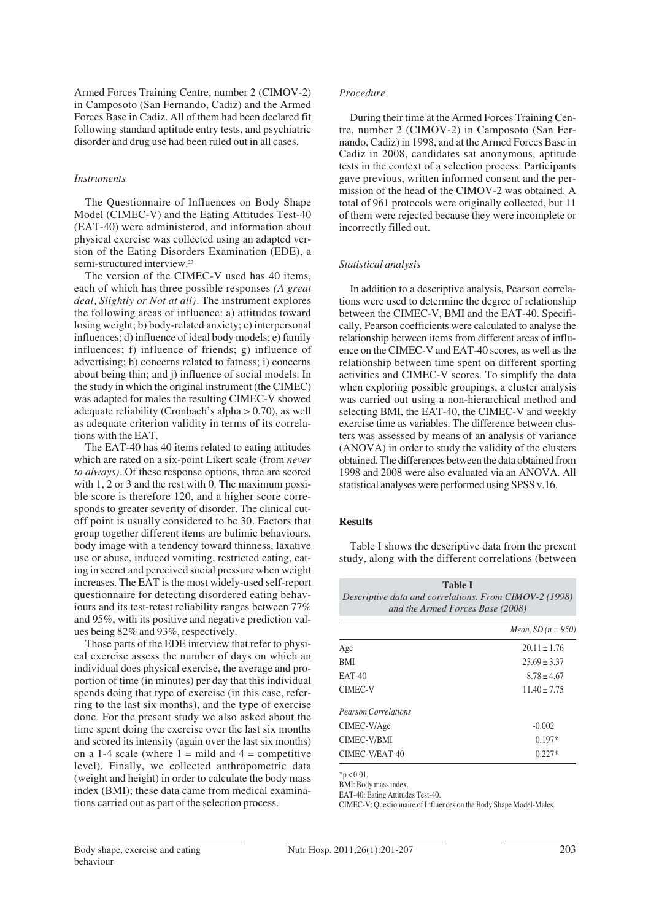Armed Forces Training Centre, number 2 (CIMOV-2) in Camposoto (San Fernando, Cadiz) and the Armed Forces Base in Cadiz. All of them had been declared fit following standard aptitude entry tests, and psychiatric disorder and drug use had been ruled out in all cases.

### *Instruments*

The Questionnaire of Influences on Body Shape Model (CIMEC-V) and the Eating Attitudes Test-40 (EAT-40) were administered, and information about physical exercise was collected using an adapted version of the Eating Disorders Examination (EDE), a semi-structured interview.[23]

The version of the CIMEC-V used has 40 items, each of which has three possible responses *(A great deal, Slightly or Not at all)*. The instrument explores the following areas of influence: a) attitudes toward losing weight; b) body-related anxiety; c) interpersonal influences; d) influence of ideal body models; e) family influences; f) influence of friends; g) influence of advertising; h) concerns related to fatness; i) concerns about being thin; and j) influence of social models. In the study in which the original instrument (the CIMEC) was adapted for males the resulting CIMEC-V showed adequate reliability (Cronbach's alpha > 0.70), as well as adequate criterion validity in terms of its correlations with the EAT.

The EAT-40 has 40 items related to eating attitudes which are rated on a six-point Likert scale (from *never to always)*. Of these response options, three are scored with 1, 2 or 3 and the rest with 0. The maximum possible score is therefore 120, and a higher score corresponds to greater severity of disorder. The clinical cutoff point is usually considered to be 30. Factors that group together different items are bulimic behaviours, body image with a tendency toward thinness, laxative use or abuse, induced vomiting, restricted eating, eating in secret and perceived social pressure when weight increases. The EAT is the most widely-used self-report questionnaire for detecting disordered eating behaviours and its test-retest reliability ranges between 77% and 95%, with its positive and negative prediction values being 82% and 93%, respectively.

Those parts of the EDE interview that refer to physical exercise assess the number of days on which an individual does physical exercise, the average and proportion of time (in minutes) per day that this individual spends doing that type of exercise (in this case, referring to the last six months), and the type of exercise done. For the present study we also asked about the time spent doing the exercise over the last six months and scored its intensity (again over the last six months) on a 1-4 scale (where 1 = mild and 4 = competitive level). Finally, we collected anthropometric data (weight and height) in order to calculate the body mass index (BMI); these data came from medical examinations carried out as part of the selection process.

### *Procedure*

During their time at the Armed Forces Training Centre, number 2 (CIMOV-2) in Camposoto (San Fernando, Cadiz) in 1998, and at the Armed Forces Base in Cadiz in 2008, candidates sat anonymous, aptitude tests in the context of a selection process. Participants gave previous, written informed consent and the permission of the head of the CIMOV-2 was obtained. A total of 961 protocols were originally collected, but 11 of them were rejected because they were incomplete or incorrectly filled out.

### *Statistical analysis*

In addition to a descriptive analysis, Pearson correlations were used to determine the degree of relationship between the CIMEC-V, BMI and the EAT-40. Specifically, Pearson coefficients were calculated to analyse the relationship between items from different areas of influence on the CIMEC-V and EAT-40 scores, as well as the relationship between time spent on different sporting activities and CIMEC-V scores. To simplify the data when exploring possible groupings, a cluster analysis was carried out using a non-hierarchical method and selecting BMI, the EAT-40, the CIMEC-V and weekly exercise time as variables. The difference between clusters was assessed by means of an analysis of variance (ANOVA) in order to study the validity of the clusters obtained. The differences between the data obtained from 1998 and 2008 were also evaluated via an ANOVA. All statistical analyses were performed using SPSS v.16.

## Results

Table I shows the descriptive data from the present study, along with the different correlations (between

**Table I**
*Descriptive data and correlations. From CIMOV-2 (1998) and the Armed Forces Base (2008)*

| | *Mean, SD (n = 950)* |
|---|---|
| Age | 20.11 ± 1.76 |
| BMI | 23.69 ± 3.37 |
| EAT-40 | 8.78 ± 4.67 |
| CIMEC-V | 11.40 ± 7.75 |
| *Pearson Correlations* | |
| CIMEC-V/Age | -0.002 |
| CIMEC-V/BMI | 0.197* |
| CIMEC-V/EAT-40 | 0.227* |

*p < 0.01.
BMI: Body mass index.
EAT-40: Eating Attitudes Test-40.
CIMEC-V: Questionnaire of Influences on the Body Shape Model-Males.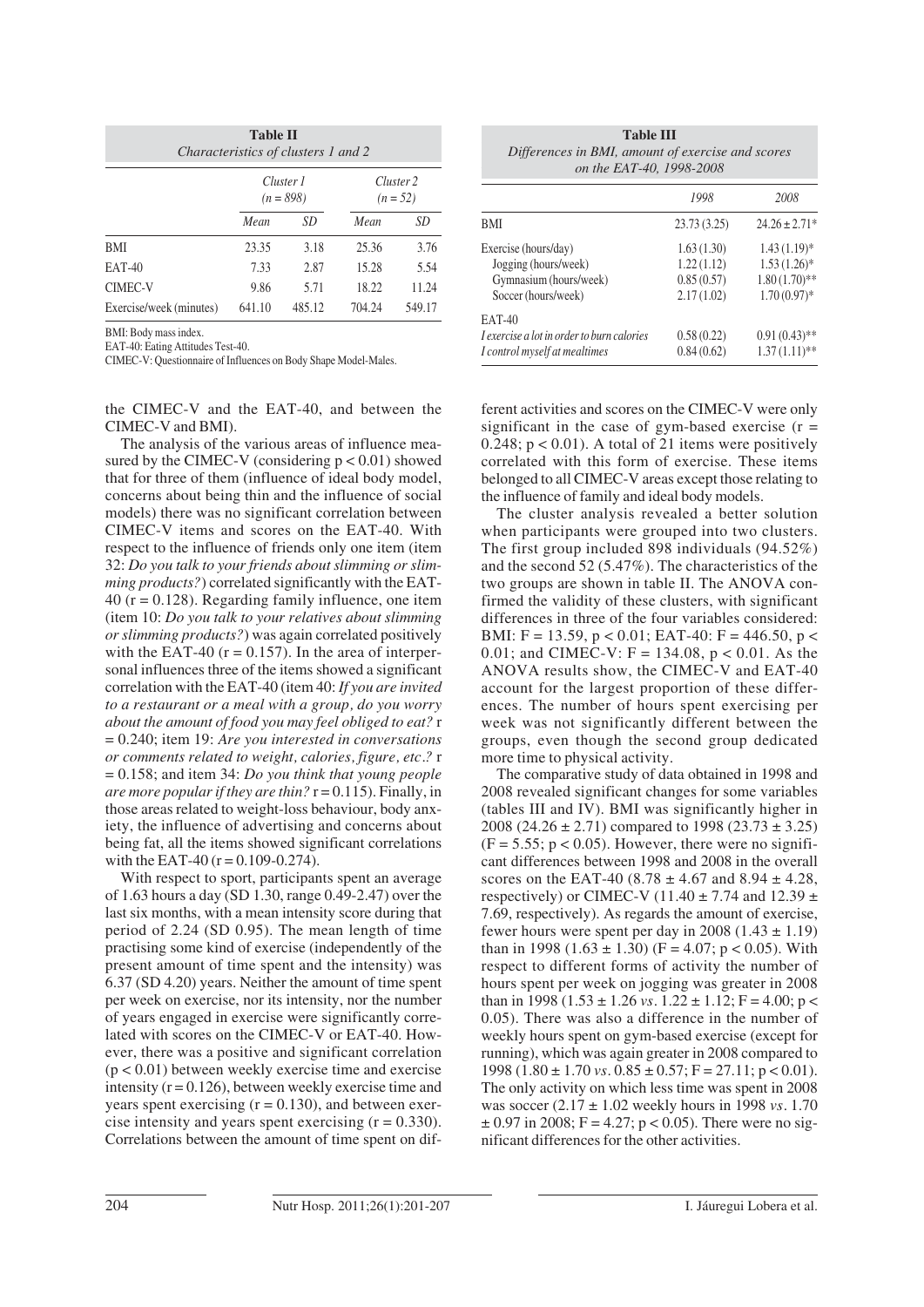**Table II**
*Characteristics of clusters 1 and 2*

| | Cluster 1 (n = 898) | | Cluster 2 (n = 52) | |
|---|---|---|---|---|
| | Mean | SD | Mean | SD |
| BMI | 23.35 | 3.18 | 25.36 | 3.76 |
| EAT-40 | 7.33 | 2.87 | 15.28 | 5.54 |
| CIMEC-V | 9.86 | 5.71 | 18.22 | 11.24 |
| Exercise/week (minutes) | 641.10 | 485.12 | 704.24 | 549.17 |

BMI: Body mass index.
EAT-40: Eating Attitudes Test-40.
CIMEC-V: Questionnaire of Influences on Body Shape Model-Males.

the CIMEC-V and the EAT-40, and between the CIMEC-V and BMI).

The analysis of the various areas of influence measured by the CIMEC-V (considering $p < 0.01$) showed that for three of them (influence of ideal body model, concerns about being thin and the influence of social models) there was no significant correlation between CIMEC-V items and scores on the EAT-40. With respect to the influence of friends only one item (item 32: *Do you talk to your friends about slimming or slimming products?*) correlated significantly with the EAT-40 ($r = 0.128$). Regarding family influence, one item (item 10: *Do you talk to your relatives about slimming or slimming products?*) was again correlated positively with the EAT-40 ($r = 0.157$). In the area of interpersonal influences three of the items showed a significant correlation with the EAT-40 (item 40: *If you are invited to a restaurant or a meal with a group, do you worry about the amount of food you may feel obliged to eat?* $r = 0.240$; item 19: *Are you interested in conversations or comments related to weight, calories, figure, etc.?* $r = 0.158$; and item 34: *Do you think that young people are more popular if they are thin?* $r = 0.115$). Finally, in those areas related to weight-loss behaviour, body anxiety, the influence of advertising and concerns about being fat, all the items showed significant correlations with the EAT-40 ($r = 0.109$-$0.274$).

With respect to sport, participants spent an average of 1.63 hours a day (SD 1.30, range 0.49-2.47) over the last six months, with a mean intensity score during that period of 2.24 (SD 0.95). The mean length of time practising some kind of exercise (independently of the present amount of time spent and the intensity) was 6.37 (SD 4.20) years. Neither the amount of time spent per week on exercise, nor its intensity, nor the number of years engaged in exercise were significantly correlated with scores on the CIMEC-V or EAT-40. However, there was a positive and significant correlation ($p < 0.01$) between weekly exercise time and exercise intensity ($r = 0.126$), between weekly exercise time and years spent exercising ($r = 0.130$), and between exercise intensity and years spent exercising ($r = 0.330$). Correlations between the amount of time spent on different activities and scores on the CIMEC-V were only significant in the case of gym-based exercise ($r = 0.248$; $p < 0.01$). A total of 21 items were positively correlated with this form of exercise. These items belonged to all CIMEC-V areas except those relating to the influence of family and ideal body models.

The cluster analysis revealed a better solution when participants were grouped into two clusters. The first group included 898 individuals (94.52%) and the second 52 (5.47%). The characteristics of the two groups are shown in table II. The ANOVA confirmed the validity of these clusters, with significant differences in three of the four variables considered: BMI: $F = 13.59$, $p < 0.01$; EAT-40: $F = 446.50$, $p < 0.01$; and CIMEC-V: $F = 134.08$, $p < 0.01$. As the ANOVA results show, the CIMEC-V and EAT-40 account for the largest proportion of these differences. The number of hours spent exercising per week was not significantly different between the groups, even though the second group dedicated more time to physical activity.

The comparative study of data obtained in 1998 and 2008 revealed significant changes for some variables (tables III and IV). BMI was significantly higher in 2008 (24.26 ± 2.71) compared to 1998 (23.73 ± 3.25) ($F = 5.55$; $p < 0.05$). However, there were no significant differences between 1998 and 2008 in the overall scores on the EAT-40 (8.78 ± 4.67 and 8.94 ± 4.28, respectively) or CIMEC-V (11.40 ± 7.74 and 12.39 ± 7.69, respectively). As regards the amount of exercise, fewer hours were spent per day in 2008 (1.43 ± 1.19) than in 1998 (1.63 ± 1.30) ($F = 4.07$; $p < 0.05$). With respect to different forms of activity the number of hours spent per week on jogging was greater in 2008 than in 1998 (1.53 ± 1.26 *vs*. 1.22 ± 1.12; $F = 4.00$; $p < 0.05$). There was also a difference in the number of weekly hours spent on gym-based exercise (except for running), which was again greater in 2008 compared to 1998 (1.80 ± 1.70 *vs*. 0.85 ± 0.57; $F = 27.11$; $p < 0.01$). The only activity on which less time was spent in 2008 was soccer (2.17 ± 1.02 weekly hours in 1998 *vs*. 1.70 ± 0.97 in 2008; $F = 4.27$; $p < 0.05$). There were no significant differences for the other activities.

**Table III**
*Differences in BMI, amount of exercise and scores on the EAT-40, 1998-2008*

| | 1998 | 2008 |
|---|---|---|
| BMI | 23.73 (3.25) | 24.26 ± 2.71* |
| Exercise (hours/day) | 1.63 (1.30) | 1.43 (1.19)* |
| Jogging (hours/week) | 1.22 (1.12) | 1.53 (1.26)* |
| Gymnasium (hours/week) | 0.85 (0.57) | 1.80 (1.70)** |
| Soccer (hours/week) | 2.17 (1.02) | 1.70 (0.97)* |
| EAT-40 | | |
| *I exercise a lot in order to burn calories* | 0.58 (0.22) | 0.91 (0.43)** |
| *I control myself at mealtimes* | 0.84 (0.62) | 1.37 (1.11)** |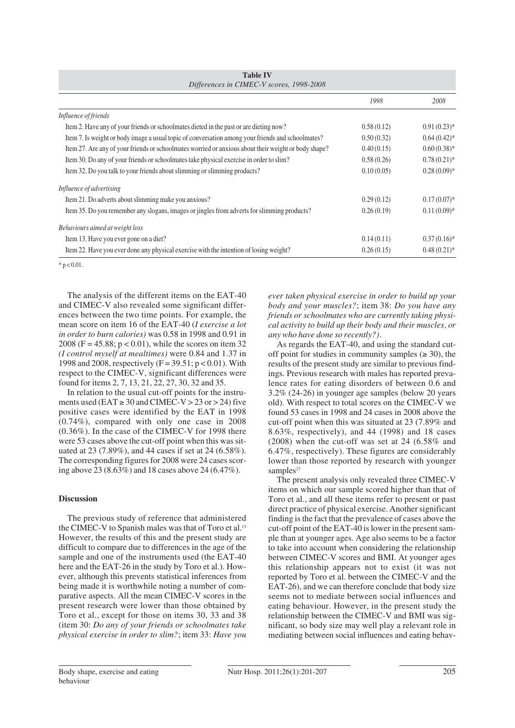**Table IV**
*Differences in CIMEC-V scores, 1998-2008*

| | 1998 | 2008 |
|---|---|---|
| *Influence of friends* | | |
| Item 2. Have any of your friends or schoolmates dieted in the past or are dieting now? | 0.58 (0.12) | 0.91 (0.23)* |
| Item 7. Is weight or body image a usual topic of conversation among your friends and schoolmates? | 0.50 (0.32) | 0.64 (0.42)* |
| Item 27. Are any of your friends or schoolmates worried or anxious about their weight or body shape? | 0.40 (0.15) | 0.60 (0.38)* |
| Item 30. Do any of your friends or schoolmates take physical exercise in order to slim? | 0.58 (0.26) | 0.78 (0.21)* |
| Item 32. Do you talk to your friends about slimming or slimming products? | 0.10 (0.05) | 0.28 (0.09)* |
| *Influence of advertising* | | |
| Item 21. Do adverts about slimming make you anxious? | 0.29 (0.12) | 0.17 (0.07)* |
| Item 35. Do you remember any slogans, images or jingles from adverts for slimming products? | 0.26 (0.19) | 0.11 (0.09)* |
| *Behaviours aimed at weight loss* | | |
| Item 13. Have you ever gone on a diet? | 0.14 (0.11) | 0.37 (0.16)* |
| Item 22. Have you ever done any physical exercise with the intention of losing weight? | 0.26 (0.15) | 0.48 (0.21)* |

* $p < 0.01$.

The analysis of the different items on the EAT-40 and CIMEC-V also revealed some significant differences between the two time points. For example, the mean score on item 16 of the EAT-40 (*I exercise a lot in order to burn calories)* was 0.58 in 1998 and 0.91 in 2008 ($F = 45.88$; $p < 0.01$), while the scores on item 32 *(I control myself at mealtimes)* were 0.84 and 1.37 in 1998 and 2008, respectively ($F = 39.51$; $p < 0.01$). With respect to the CIMEC-V, significant differences were found for items 2, 7, 13, 21, 22, 27, 30, 32 and 35.

In relation to the usual cut-off points for the instruments used (EAT ≥ 30 and CIMEC-V > 23 or > 24) five positive cases were identified by the EAT in 1998 (0.74%), compared with only one case in 2008 (0.36%). In the case of the CIMEC-V for 1998 there were 53 cases above the cut-off point when this was situated at 23 (7.89%), and 44 cases if set at 24 (6.58%). The corresponding figures for 2008 were 24 cases scoring above 23 (8.63%) and 18 cases above 24 (6.47%).

## Discussion

The previous study of reference that administered the CIMEC-V to Spanish males was that of Toro et al.[13] However, the results of this and the present study are difficult to compare due to differences in the age of the sample and one of the instruments used (the EAT-40 here and the EAT-26 in the study by Toro et al.). However, although this prevents statistical inferences from being made it is worthwhile noting a number of comparative aspects. All the mean CIMEC-V scores in the present research were lower than those obtained by Toro et al., except for those on items 30, 33 and 38 (item 30: *Do any of your friends or schoolmates take physical exercise in order to slim?*; item 33: *Have you ever taken physical exercise in order to build up your body and your muscles?*; item 38: *Do you have any friends or schoolmates who are currently taking physical activity to build up their body and their muscles, or any who have done so recently?)*.

As regards the EAT-40, and using the standard cut-off point for studies in community samples (≥ 30), the results of the present study are similar to previous findings. Previous research with males has reported prevalence rates for eating disorders of between 0.6 and 3.2% (24-26) in younger age samples (below 20 years old). With respect to total scores on the CIMEC-V we found 53 cases in 1998 and 24 cases in 2008 above the cut-off point when this was situated at 23 (7.89% and 8.63%, respectively), and 44 (1998) and 18 cases (2008) when the cut-off was set at 24 (6.58% and 6.47%, respectively). These figures are considerably lower than those reported by research with younger samples[27]

The present analysis only revealed three CIMEC-V items on which our sample scored higher than that of Toro et al., and all these items refer to present or past direct practice of physical exercise. Another significant finding is the fact that the prevalence of cases above the cut-off point of the EAT-40 is lower in the present sample than at younger ages. Age also seems to be a factor to take into account when considering the relationship between CIMEC-V scores and BMI. At younger ages this relationship appears not to exist (it was not reported by Toro et al. between the CIMEC-V and the EAT-26), and we can therefore conclude that body size seems not to mediate between social influences and eating behaviour. However, in the present study the relationship between the CIMEC-V and BMI was significant, so body size may well play a relevant role in mediating between social influences and eating behav-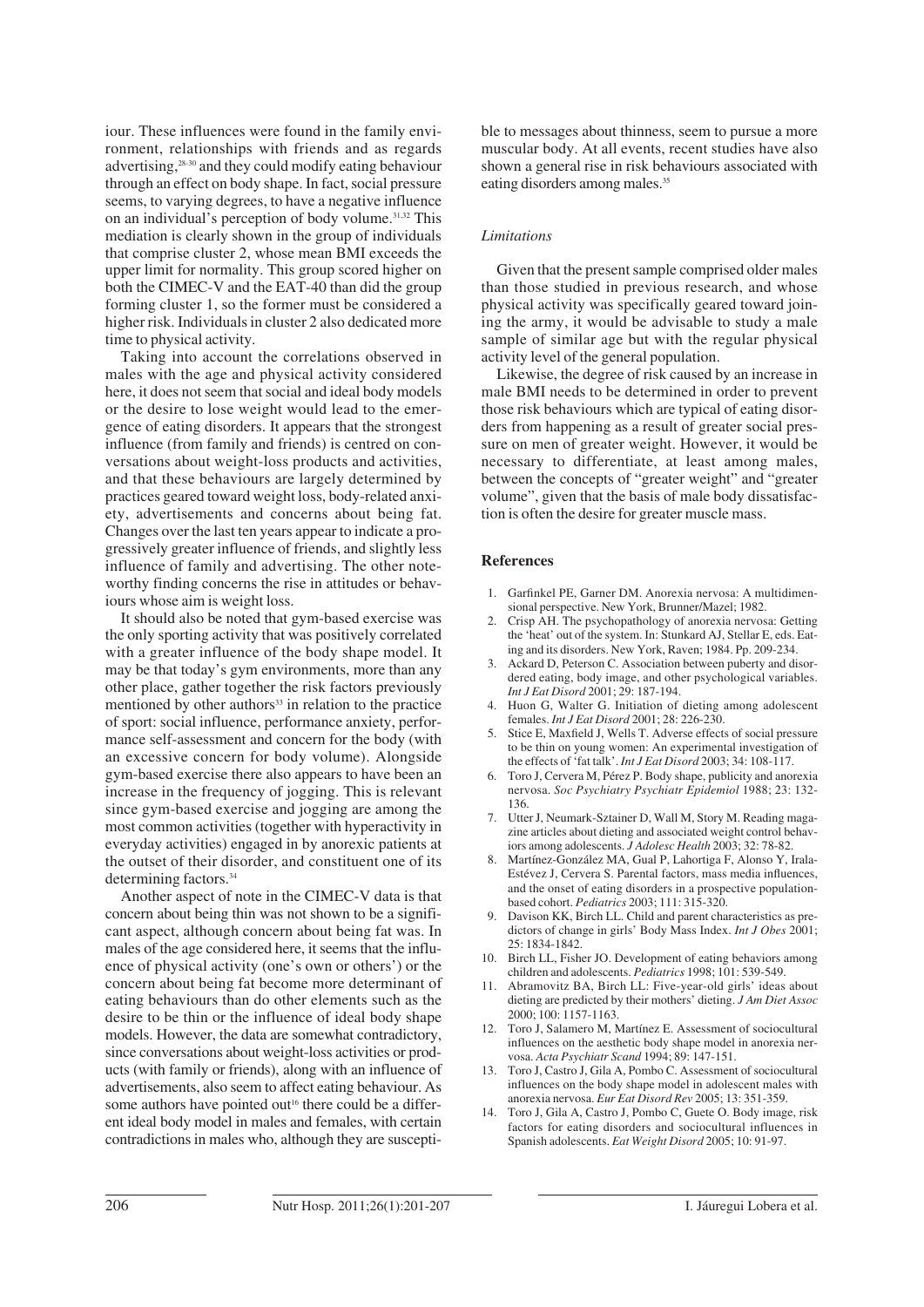iour. These influences were found in the family environment, relationships with friends and as regards advertising,[28-30] and they could modify eating behaviour through an effect on body shape. In fact, social pressure seems, to varying degrees, to have a negative influence on an individual's perception of body volume.[31,32] This mediation is clearly shown in the group of individuals that comprise cluster 2, whose mean BMI exceeds the upper limit for normality. This group scored higher on both the CIMEC-V and the EAT-40 than did the group forming cluster 1, so the former must be considered a higher risk. Individuals in cluster 2 also dedicated more time to physical activity.

Taking into account the correlations observed in males with the age and physical activity considered here, it does not seem that social and ideal body models or the desire to lose weight would lead to the emergence of eating disorders. It appears that the strongest influence (from family and friends) is centred on conversations about weight-loss products and activities, and that these behaviours are largely determined by practices geared toward weight loss, body-related anxiety, advertisements and concerns about being fat. Changes over the last ten years appear to indicate a progressively greater influence of friends, and slightly less influence of family and advertising. The other noteworthy finding concerns the rise in attitudes or behaviours whose aim is weight loss.

It should also be noted that gym-based exercise was the only sporting activity that was positively correlated with a greater influence of the body shape model. It may be that today's gym environments, more than any other place, gather together the risk factors previously mentioned by other authors[33] in relation to the practice of sport: social influence, performance anxiety, performance self-assessment and concern for the body (with an excessive concern for body volume). Alongside gym-based exercise there also appears to have been an increase in the frequency of jogging. This is relevant since gym-based exercise and jogging are among the most common activities (together with hyperactivity in everyday activities) engaged in by anorexic patients at the outset of their disorder, and constituent one of its determining factors.[34]

Another aspect of note in the CIMEC-V data is that concern about being thin was not shown to be a significant aspect, although concern about being fat was. In males of the age considered here, it seems that the influence of physical activity (one's own or others') or the concern about being fat become more determinant of eating behaviours than do other elements such as the desire to be thin or the influence of ideal body shape models. However, the data are somewhat contradictory, since conversations about weight-loss activities or products (with family or friends), along with an influence of advertisements, also seem to affect eating behaviour. As some authors have pointed out[16] there could be a different ideal body model in males and females, with certain contradictions in males who, although they are susceptible to messages about thinness, seem to pursue a more muscular body. At all events, recent studies have also shown a general rise in risk behaviours associated with eating disorders among males.[35]

### *Limitations*

Given that the present sample comprised older males than those studied in previous research, and whose physical activity was specifically geared toward joining the army, it would be advisable to study a male sample of similar age but with the regular physical activity level of the general population.

Likewise, the degree of risk caused by an increase in male BMI needs to be determined in order to prevent those risk behaviours which are typical of eating disorders from happening as a result of greater social pressure on men of greater weight. However, it would be necessary to differentiate, at least among males, between the concepts of "greater weight" and "greater volume", given that the basis of male body dissatisfaction is often the desire for greater muscle mass.

## References

1. Garfinkel PE, Garner DM. Anorexia nervosa: A multidimensional perspective. New York, Brunner/Mazel; 1982.
2. Crisp AH. The psychopathology of anorexia nervosa: Getting the 'heat' out of the system. In: Stunkard AJ, Stellar E, eds. Eating and its disorders. New York, Raven; 1984. Pp. 209-234.
3. Ackard D, Peterson C. Association between puberty and disordered eating, body image, and other psychological variables. *Int J Eat Disord* 2001; 29: 187-194.
4. Huon G, Walter G. Initiation of dieting among adolescent females. *Int J Eat Disord* 2001; 28: 226-230.
5. Stice E, Maxfield J, Wells T. Adverse effects of social pressure to be thin on young women: An experimental investigation of the effects of 'fat talk'. *Int J Eat Disord* 2003; 34: 108-117.
6. Toro J, Cervera M, Pérez P. Body shape, publicity and anorexia nervosa. *Soc Psychiatry Psychiatr Epidemiol* 1988; 23: 132-136.
7. Utter J, Neumark-Sztainer D, Wall M, Story M. Reading magazine articles about dieting and associated weight control behaviors among adolescents. *J Adolesc Health* 2003; 32: 78-82.
8. Martínez-González MA, Gual P, Lahortiga F, Alonso Y, Irala-Estévez J, Cervera S. Parental factors, mass media influences, and the onset of eating disorders in a prospective population-based cohort. *Pediatrics* 2003; 111: 315-320.
9. Davison KK, Birch LL. Child and parent characteristics as predictors of change in girls' Body Mass Index. *Int J Obes* 2001; 25: 1834-1842.
10. Birch LL, Fisher JO. Development of eating behaviors among children and adolescents. *Pediatrics* 1998; 101: 539-549.
11. Abramovitz BA, Birch LL: Five-year-old girls' ideas about dieting are predicted by their mothers' dieting. *J Am Diet Assoc* 2000; 100: 1157-1163.
12. Toro J, Salamero M, Martínez E. Assessment of sociocultural influences on the aesthetic body shape model in anorexia nervosa. *Acta Psychiatr Scand* 1994; 89: 147-151.
13. Toro J, Castro J, Gila A, Pombo C. Assessment of sociocultural influences on the body shape model in adolescent males with anorexia nervosa. *Eur Eat Disord Rev* 2005; 13: 351-359.
14. Toro J, Gila A, Castro J, Pombo C, Guete O. Body image, risk factors for eating disorders and sociocultural influences in Spanish adolescents. *Eat Weight Disord* 2005; 10: 91-97.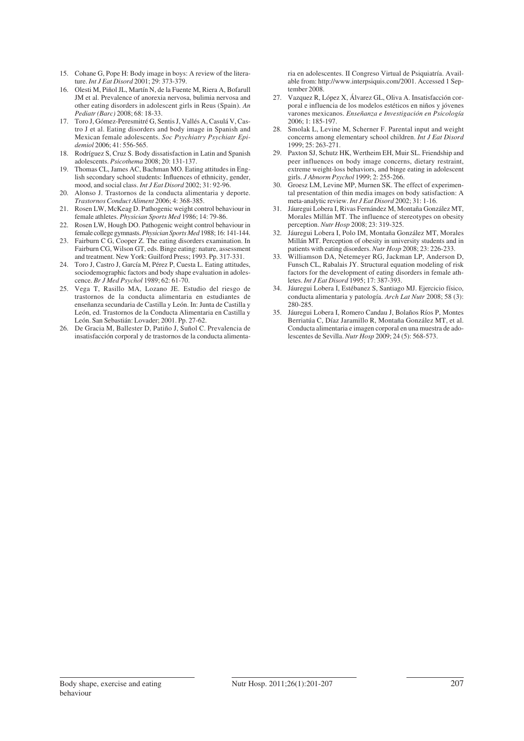15. Cohane G, Pope H: Body image in boys: A review of the literature. *Int J Eat Disord* 2001; 29: 373-379.
16. Olesti M, Piñol JL, Martín N, de la Fuente M, Riera A, Bofarull JM et al. Prevalence of anorexia nervosa, bulimia nervosa and other eating disorders in adolescent girls in Reus (Spain). *An Pediatr (Barc)* 2008; 68: 18-33.
17. Toro J, Gómez-Peresmitré G, Sentis J, Vallés A, Casulá V, Castro J et al. Eating disorders and body image in Spanish and Mexican female adolescents. *Soc Psychiatry Psychiatr Epidemiol* 2006; 41: 556-565.
18. Rodríguez S, Cruz S. Body dissatisfaction in Latin and Spanish adolescents. *Psicothema* 2008; 20: 131-137.
19. Thomas CL, James AC, Bachman MO. Eating attitudes in English secondary school students: Influences of ethnicity, gender, mood, and social class. *Int J Eat Disord* 2002; 31: 92-96.
20. Alonso J. Trastornos de la conducta alimentaria y deporte. *Trastornos Conduct Aliment* 2006; 4: 368-385.
21. Rosen LW, McKeag D. Pathogenic weight control behaviour in female athletes. *Physician Sports Med* 1986; 14: 79-86.
22. Rosen LW, Hough DO. Pathogenic weight control behaviour in female college gymnasts. *Physician Sports Med* 1988; 16: 141-144.
23. Fairburn C G, Cooper Z. The eating disorders examination. In Fairburn CG, Wilson GT, eds. Binge eating: nature, assessment and treatment. New York: Guilford Press; 1993. Pp. 317-331.
24. Toro J, Castro J, García M, Pérez P, Cuesta L. Eating attitudes, sociodemographic factors and body shape evaluation in adolescence. *Br J Med Psychol* 1989; 62: 61-70.
25. Vega T, Rasillo MA, Lozano JE. Estudio del riesgo de trastornos de la conducta alimentaria en estudiantes de enseñanza secundaria de Castilla y León. In: Junta de Castilla y León, ed. Trastornos de la Conducta Alimentaria en Castilla y León. San Sebastián: Lovader; 2001. Pp. 27-62.
26. De Gracia M, Ballester D, Patiño J, Suñol C. Prevalencia de insatisfacción corporal y de trastornos de la conducta alimentaria en adolescentes. II Congreso Virtual de Psiquiatría. Available from: http://www.interpsiquis.com/2001. Accessed 1 September 2008.
27. Vazquez R, López X, Álvarez GL, Oliva A. Insatisfacción corporal e influencia de los modelos estéticos en niños y jóvenes varones mexicanos. *Enseñanza e Investigación en Psicología* 2006; 1: 185-197.
28. Smolak L, Levine M, Scherner F. Parental input and weight concerns among elementary school children. *Int J Eat Disord* 1999; 25: 263-271.
29. Paxton SJ, Schutz HK, Wertheim EH, Muir SL. Friendship and peer influences on body image concerns, dietary restraint, extreme weight-loss behaviors, and binge eating in adolescent girls. *J Abnorm Psychol* 1999; 2: 255-266.
30. Groesz LM, Levine MP, Murnen SK. The effect of experimental presentation of thin media images on body satisfaction: A meta-analytic review. *Int J Eat Disord* 2002; 31: 1-16.
31. Jáuregui Lobera I, Rivas Fernández M, Montaña González MT, Morales Millán MT. The influence of stereotypes on obesity perception. *Nutr Hosp* 2008; 23: 319-325.
32. Jáuregui Lobera I, Polo IM, Montaña González MT, Morales Millán MT. Perception of obesity in university students and in patients with eating disorders. *Nutr Hosp* 2008; 23: 226-233.
33. Williamson DA, Netemeyer RG, Jackman LP, Anderson D, Funsch CL, Rabalais JY. Structural equation modeling of risk factors for the development of eating disorders in female athletes. *Int J Eat Disord* 1995; 17: 387-393.
34. Jáuregui Lobera I, Estébanez S, Santiago MJ. Ejercicio físico, conducta alimentaria y patología. *Arch Lat Nutr* 2008; 58 (3): 280-285.
35. Jáuregui Lobera I, Romero Candau J, Bolaños Ríos P, Montes Berriatúa C, Díaz Jaramillo R, Montaña González MT, et al. Conducta alimentaria e imagen corporal en una muestra de adolescentes de Sevilla. *Nutr Hosp* 2009; 24 (5): 568-573.